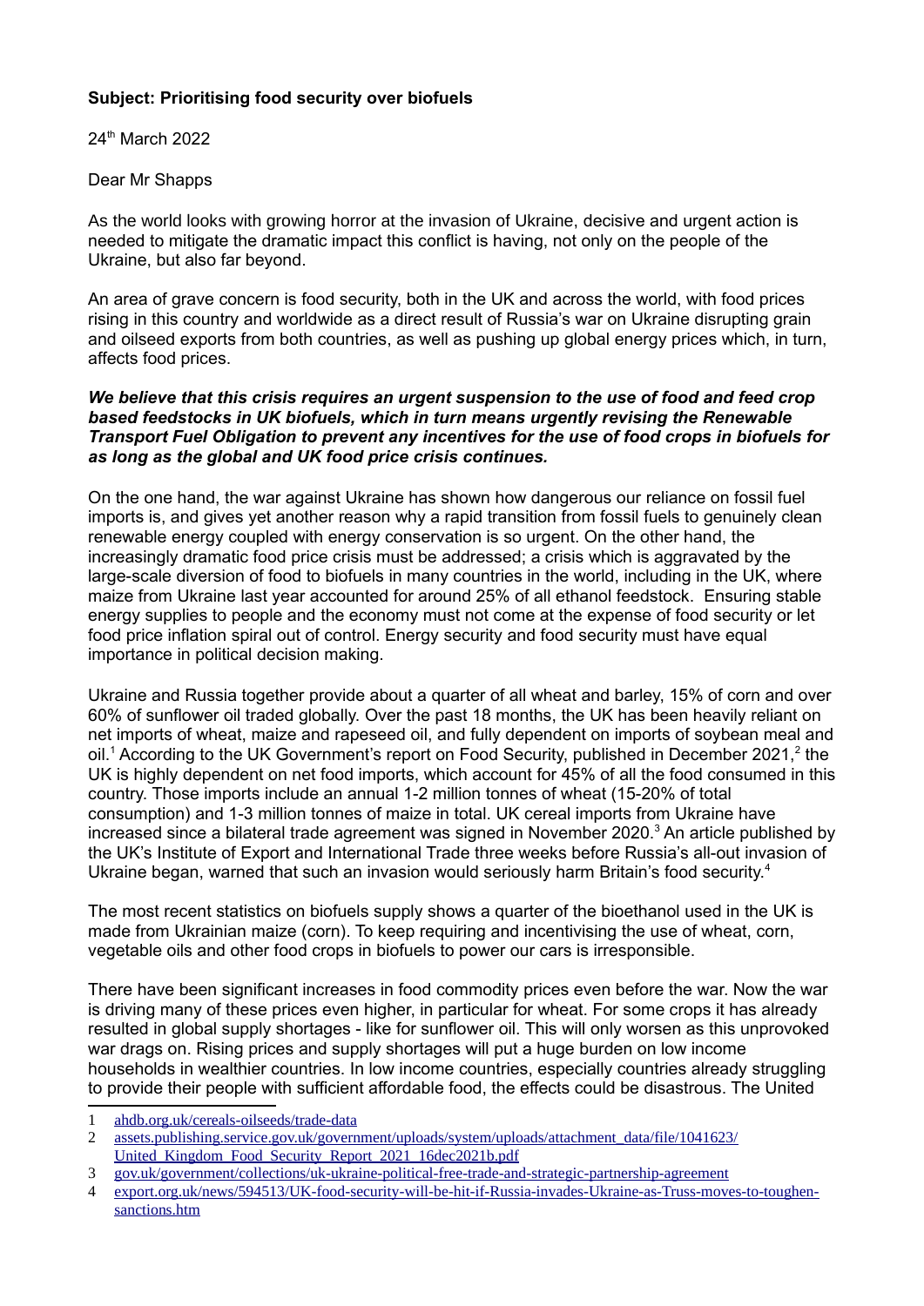**Subject: Prioritising food security over biofuels**

24th March 2022

Dear Mr Shapps

As the world looks with growing horror at the invasion of Ukraine, decisive and urgent action is needed to mitigate the dramatic impact this conflict is having, not only on the people of the Ukraine, but also far beyond.

An area of grave concern is food security, both in the UK and across the world, with food prices rising in this country and worldwide as a direct result of Russia's war on Ukraine disrupting grain and oilseed exports from both countries, as well as pushing up global energy prices which, in turn, affects food prices.

***We believe that this crisis requires an urgent suspension to the use of food and feed crop based feedstocks in UK biofuels, which in turn means urgently revising the Renewable Transport Fuel Obligation to prevent any incentives for the use of food crops in biofuels for as long as the global and UK food price crisis continues.***

On the one hand, the war against Ukraine has shown how dangerous our reliance on fossil fuel imports is, and gives yet another reason why a rapid transition from fossil fuels to genuinely clean renewable energy coupled with energy conservation is so urgent. On the other hand, the increasingly dramatic food price crisis must be addressed; a crisis which is aggravated by the large-scale diversion of food to biofuels in many countries in the world, including in the UK, where maize from Ukraine last year accounted for around 25% of all ethanol feedstock. Ensuring stable energy supplies to people and the economy must not come at the expense of food security or let food price inflation spiral out of control. Energy security and food security must have equal importance in political decision making.

Ukraine and Russia together provide about a quarter of all wheat and barley, 15% of corn and over 60% of sunflower oil traded globally. Over the past 18 months, the UK has been heavily reliant on net imports of wheat, maize and rapeseed oil, and fully dependent on imports of soybean meal and oil.[1] According to the UK Government's report on Food Security, published in December 2021,[2] the UK is highly dependent on net food imports, which account for 45% of all the food consumed in this country. Those imports include an annual 1-2 million tonnes of wheat (15-20% of total consumption) and 1-3 million tonnes of maize in total. UK cereal imports from Ukraine have increased since a bilateral trade agreement was signed in November 2020.[3] An article published by the UK's Institute of Export and International Trade three weeks before Russia's all-out invasion of Ukraine began, warned that such an invasion would seriously harm Britain's food security.[4]

The most recent statistics on biofuels supply shows a quarter of the bioethanol used in the UK is made from Ukrainian maize (corn). To keep requiring and incentivising the use of wheat, corn, vegetable oils and other food crops in biofuels to power our cars is irresponsible.

There have been significant increases in food commodity prices even before the war. Now the war is driving many of these prices even higher, in particular for wheat. For some crops it has already resulted in global supply shortages - like for sunflower oil. This will only worsen as this unprovoked war drags on. Rising prices and supply shortages will put a huge burden on low income households in wealthier countries. In low income countries, especially countries already struggling to provide their people with sufficient affordable food, the effects could be disastrous. The United

---

1 ahdb.org.uk/cereals-oilseeds/trade-data

2 assets.publishing.service.gov.uk/government/uploads/system/uploads/attachment_data/file/1041623/United_Kingdom_Food_Security_Report_2021_16dec2021b.pdf

3 gov.uk/government/collections/uk-ukraine-political-free-trade-and-strategic-partnership-agreement

4 export.org.uk/news/594513/UK-food-security-will-be-hit-if-Russia-invades-Ukraine-as-Truss-moves-to-toughen-sanctions.htm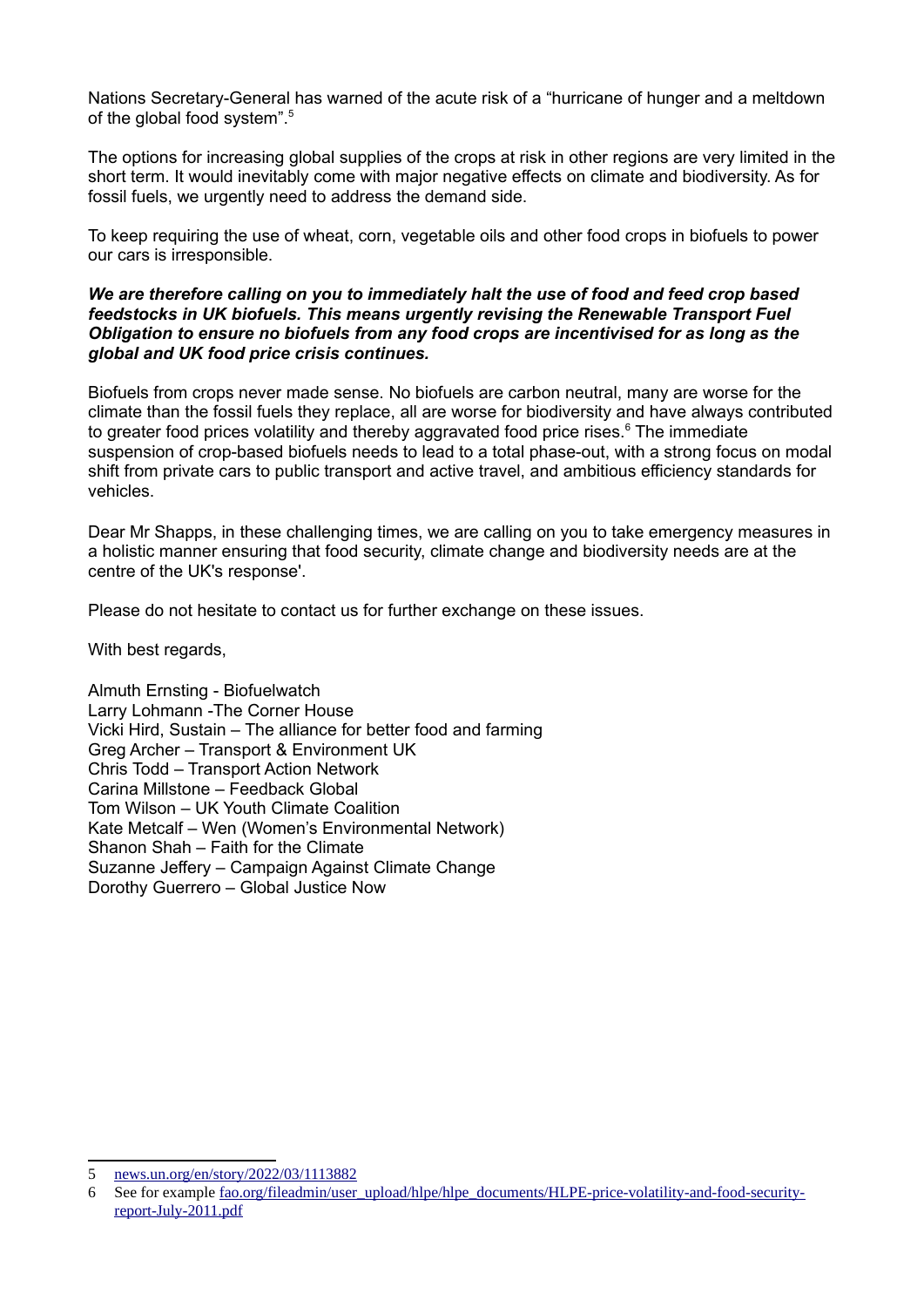Nations Secretary-General has warned of the acute risk of a "hurricane of hunger and a meltdown of the global food system".[5]

The options for increasing global supplies of the crops at risk in other regions are very limited in the short term. It would inevitably come with major negative effects on climate and biodiversity. As for fossil fuels, we urgently need to address the demand side.

To keep requiring the use of wheat, corn, vegetable oils and other food crops in biofuels to power our cars is irresponsible.

***We are therefore calling on you to immediately halt the use of food and feed crop based feedstocks in UK biofuels. This means urgently revising the Renewable Transport Fuel Obligation to ensure no biofuels from any food crops are incentivised for as long as the global and UK food price crisis continues.***

Biofuels from crops never made sense. No biofuels are carbon neutral, many are worse for the climate than the fossil fuels they replace, all are worse for biodiversity and have always contributed to greater food prices volatility and thereby aggravated food price rises.[6] The immediate suspension of crop-based biofuels needs to lead to a total phase-out, with a strong focus on modal shift from private cars to public transport and active travel, and ambitious efficiency standards for vehicles.

Dear Mr Shapps, in these challenging times, we are calling on you to take emergency measures in a holistic manner ensuring that food security, climate change and biodiversity needs are at the centre of the UK's response'.

Please do not hesitate to contact us for further exchange on these issues.

With best regards,

Almuth Ernsting - Biofuelwatch
Larry Lohmann -The Corner House
Vicki Hird, Sustain – The alliance for better food and farming
Greg Archer – Transport & Environment UK
Chris Todd – Transport Action Network
Carina Millstone – Feedback Global
Tom Wilson – UK Youth Climate Coalition
Kate Metcalf – Wen (Women's Environmental Network)
Shanon Shah – Faith for the Climate
Suzanne Jeffery – Campaign Against Climate Change
Dorothy Guerrero – Global Justice Now

---

5 news.un.org/en/story/2022/03/1113882

6 See for example fao.org/fileadmin/user_upload/hlpe/hlpe_documents/HLPE-price-volatility-and-food-security-report-July-2011.pdf